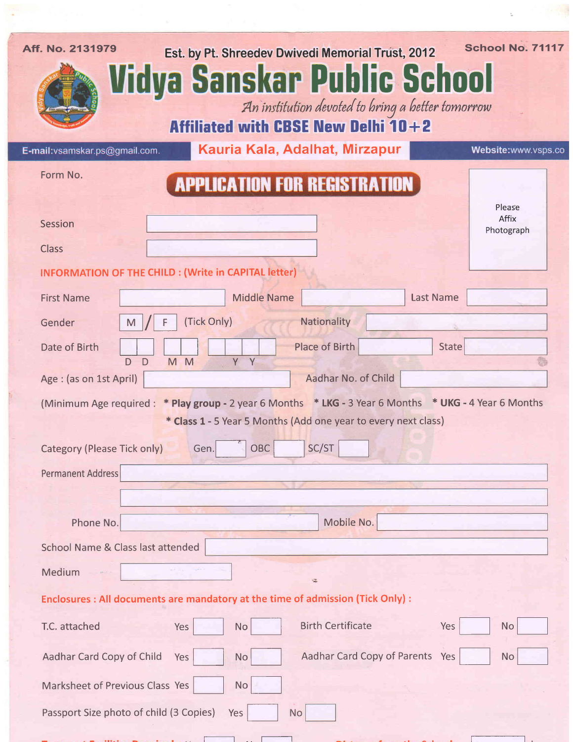Aff. No. 2131979 | Est. by Pt. Shreedev Dwivedi Memorial Trust, 2012 | School No. 71117

# Vidya Sanskar Public School

*An institution devoted to bring a better tomorrow*

**Affiliated with CBSE New Delhi 10+2**

E-mail:vsamskar.ps@gmail.com. | **Kauria Kala, Adalhat, Mirzapur** | Website:www.vsps.co

Form No.

## APPLICATION FOR REGISTRATION

Please Affix Photograph

Session ______________________

Class ______________________

**INFORMATION OF THE CHILD : (Write in CAPITAL letter)**

First Name ____________ Middle Name ____________ Last Name ____________

Gender [ M ] / [ F ] (Tick Only) Nationality ____________

Date of Birth [D D] [M M] [Y Y] Place of Birth ____________ State ____________

Age : (as on 1st April) ____________ Aadhar No. of Child ____________

(Minimum Age required : * **Play group -** 2 year 6 Months * **LKG -** 3 Year 6 Months * **UKG -** 4 Year 6 Months
* **Class 1 -** 5 Year 5 Months (Add one year to every next class)

Category (Please Tick only) Gen. [ ] OBC [ ] SC/ST [ ]

Permanent Address ______________________________________________

______________________________________________

Phone No. ____________ Mobile No. ____________

School Name & Class last attended ______________________________

Medium ____________

**Enclosures : All documents are mandatory at the time of admission (Tick Only) :**

| Document | Yes | No | Document | Yes | No |
|---|---|---|---|---|---|
| T.C. attached | [ ] | [ ] | Birth Certificate | [ ] | [ ] |
| Aadhar Card Copy of Child | [ ] | [ ] | Aadhar Card Copy of Parents | [ ] | [ ] |
| Marksheet of Previous Class | [ ] | [ ] | | | |
| Passport Size photo of child (3 Copies) | [ ] | [ ] | | | |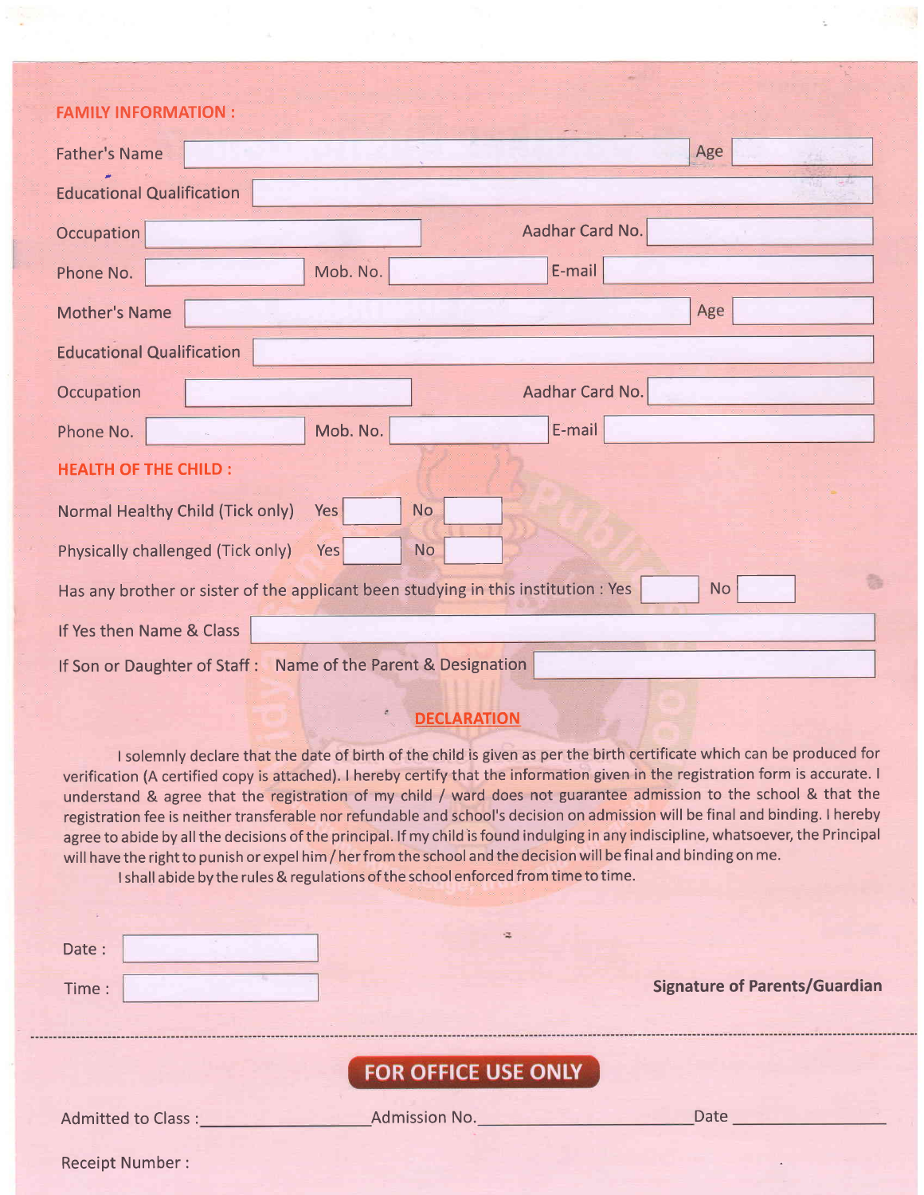**FAMILY INFORMATION :**

Father's Name ____________________ Age ________

Educational Qualification ____________________

Occupation ____________________ Aadhar Card No. ____________________

Phone No. ________ Mob. No. ________ E-mail ____________________

Mother's Name ____________________ Age ________

Educational Qualification ____________________

Occupation ____________________ Aadhar Card No. ____________________

Phone No. ________ Mob. No. ________ E-mail ____________________

**HEALTH OF THE CHILD :**

Normal Healthy Child (Tick only) Yes [ ] No [ ]

Physically challenged (Tick only) Yes [ ] No [ ]

Has any brother or sister of the applicant been studying in this institution : Yes [ ] No [ ]

If Yes then Name & Class ____________________

If Son or Daughter of Staff : Name of the Parent & Designation ____________________

## DECLARATION

I solemnly declare that the date of birth of the child is given as per the birth certificate which can be produced for verification (A certified copy is attached). I hereby certify that the information given in the registration form is accurate. I understand & agree that the registration of my child / ward does not guarantee admission to the school & that the registration fee is neither transferable nor refundable and school's decision on admission will be final and binding. I hereby agree to abide by all the decisions of the principal. If my child is found indulging in any indiscipline, whatsoever, the Principal will have the right to punish or expel him / her from the school and the decision will be final and binding on me.

I shall abide by the rules & regulations of the school enforced from time to time.

Date : ____________________

Time : ____________________

**Signature of Parents/Guardian**

---

**FOR OFFICE USE ONLY**

Admitted to Class : ____________________ Admission No. ____________________ Date ____________________

Receipt Number :